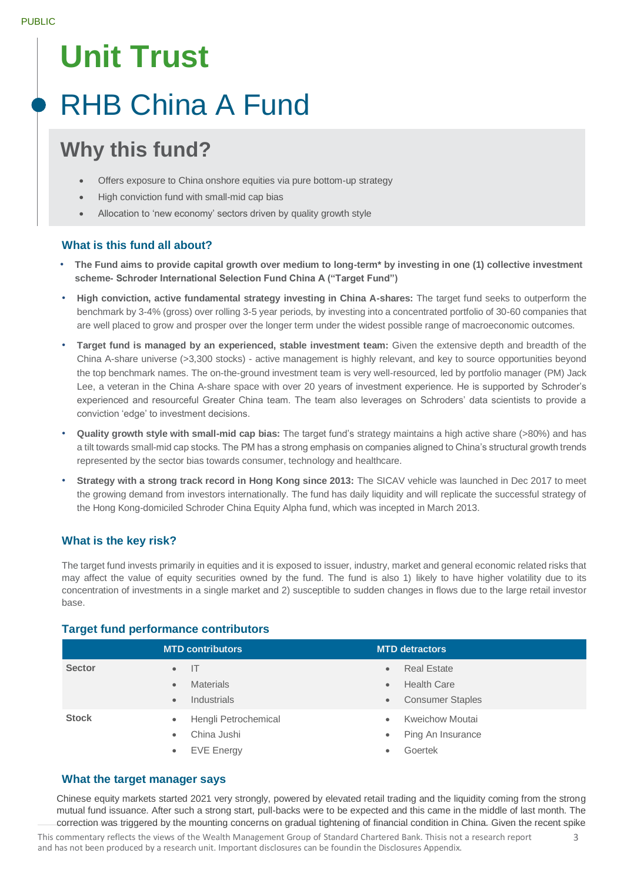PUBLIC

# Unit Trust

# RHB China A Fund

## Why this fund?

- Offers exposure to China onshore equities via pure bottom-up strategy
- High conviction fund with small-mid cap bias
- Allocation to 'new economy' sectors driven by quality growth style

### What is this fund all about?

- **The Fund aims to provide capital growth over medium to long-term* by investing in one (1) collective investment scheme- Schroder International Selection Fund China A ("Target Fund")**
- **High conviction, active fundamental strategy investing in China A-shares:** The target fund seeks to outperform the benchmark by 3-4% (gross) over rolling 3-5 year periods, by investing into a concentrated portfolio of 30-60 companies that are well placed to grow and prosper over the longer term under the widest possible range of macroeconomic outcomes.
- **Target fund is managed by an experienced, stable investment team:** Given the extensive depth and breadth of the China A-share universe (>3,300 stocks) - active management is highly relevant, and key to source opportunities beyond the top benchmark names. The on-the-ground investment team is very well-resourced, led by portfolio manager (PM) Jack Lee, a veteran in the China A-share space with over 20 years of investment experience. He is supported by Schroder's experienced and resourceful Greater China team. The team also leverages on Schroders' data scientists to provide a conviction 'edge' to investment decisions.
- **Quality growth style with small-mid cap bias:** The target fund's strategy maintains a high active share (>80%) and has a tilt towards small-mid cap stocks. The PM has a strong emphasis on companies aligned to China's structural growth trends represented by the sector bias towards consumer, technology and healthcare.
- **Strategy with a strong track record in Hong Kong since 2013:** The SICAV vehicle was launched in Dec 2017 to meet the growing demand from investors internationally. The fund has daily liquidity and will replicate the successful strategy of the Hong Kong-domiciled Schroder China Equity Alpha fund, which was incepted in March 2013.

### What is the key risk?

The target fund invests primarily in equities and it is exposed to issuer, industry, market and general economic related risks that may affect the value of equity securities owned by the fund. The fund is also 1) likely to have higher volatility due to its concentration of investments in a single market and 2) susceptible to sudden changes in flows due to the large retail investor base.

### Target fund performance contributors

| | MTD contributors | MTD detractors |
|---|---|---|
| **Sector** | • IT<br>• Materials<br>• Industrials | • Real Estate<br>• Health Care<br>• Consumer Staples |
| **Stock** | • Hengli Petrochemical<br>• China Jushi<br>• EVE Energy | • Kweichow Moutai<br>• Ping An Insurance<br>• Goertek |

### What the target manager says

Chinese equity markets started 2021 very strongly, powered by elevated retail trading and the liquidity coming from the strong mutual fund issuance. After such a strong start, pull-backs were to be expected and this came in the middle of last month. The correction was triggered by the mounting concerns on gradual tightening of financial condition in China. Given the recent spike

This commentary reflects the views of the Wealth Management Group of Standard Chartered Bank. Thisis not a research report and has not been produced by a research unit. Important disclosures can be foundin the Disclosures Appendix.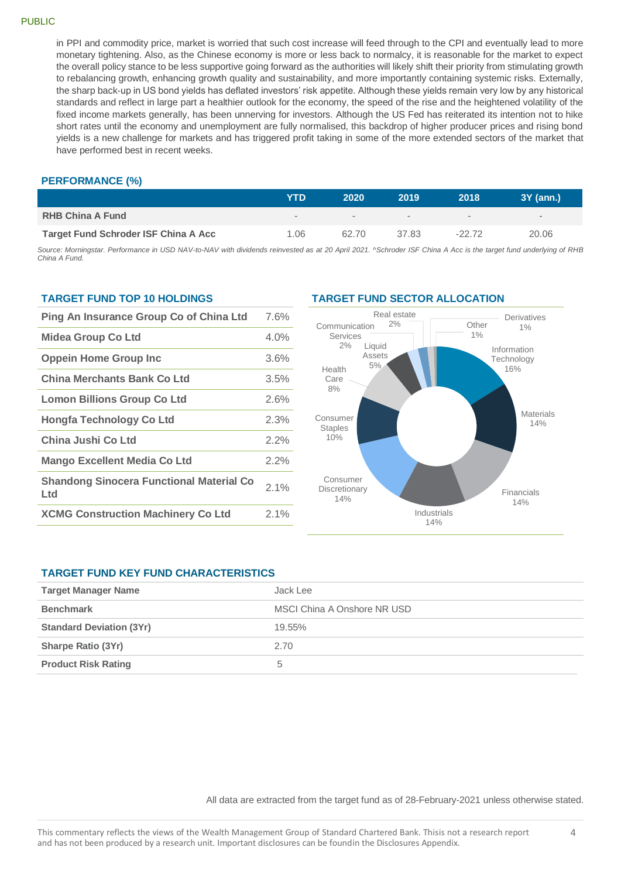PUBLIC

in PPI and commodity price, market is worried that such cost increase will feed through to the CPI and eventually lead to more monetary tightening. Also, as the Chinese economy is more or less back to normalcy, it is reasonable for the market to expect the overall policy stance to be less supportive going forward as the authorities will likely shift their priority from stimulating growth to rebalancing growth, enhancing growth quality and sustainability, and more importantly containing systemic risks. Externally, the sharp back-up in US bond yields has deflated investors' risk appetite. Although these yields remain very low by any historical standards and reflect in large part a healthier outlook for the economy, the speed of the rise and the heightened volatility of the fixed income markets generally, has been unnerving for investors. Although the US Fed has reiterated its intention not to hike short rates until the economy and unemployment are fully normalised, this backdrop of higher producer prices and rising bond yields is a new challenge for markets and has triggered profit taking in some of the more extended sectors of the market that have performed best in recent weeks.

## PERFORMANCE (%)

| | YTD | 2020 | 2019 | 2018 | 3Y (ann.) |
|---|---|---|---|---|---|
| **RHB China A Fund** | - | - | - | - | - |
| **Target Fund Schroder ISF China A Acc** | 1.06 | 62.70 | 37.83 | -22.72 | 20.06 |

*Source: Morningstar. Performance in USD NAV-to-NAV with dividends reinvested as at 20 April 2021. ^Schroder ISF China A Acc is the target fund underlying of RHB China A Fund.*

## TARGET FUND TOP 10 HOLDINGS

| Holding | % |
|---|---|
| **Ping An Insurance Group Co of China Ltd** | 7.6% |
| **Midea Group Co Ltd** | 4.0% |
| **Oppein Home Group Inc** | 3.6% |
| **China Merchants Bank Co Ltd** | 3.5% |
| **Lomon Billions Group Co Ltd** | 2.6% |
| **Hongfa Technology Co Ltd** | 2.3% |
| **China Jushi Co Ltd** | 2.2% |
| **Mango Excellent Media Co Ltd** | 2.2% |
| **Shandong Sinocera Functional Material Co Ltd** | 2.1% |
| **XCMG Construction Machinery Co Ltd** | 2.1% |

## TARGET FUND SECTOR ALLOCATION

| Sector | % |
|---|---|
| Information Technology | 16% |
| Materials | 14% |
| Financials | 14% |
| Industrials | 14% |
| Consumer Discretionary | 14% |
| Consumer Staples | 10% |
| Health Care | 8% |
| Liquid Assets | 5% |
| Communication Services | 2% |
| Real estate | 2% |
| Other | 1% |
| Derivatives | 1% |

## TARGET FUND KEY FUND CHARACTERISTICS

| | |
|---|---|
| **Target Manager Name** | Jack Lee |
| **Benchmark** | MSCI China A Onshore NR USD |
| **Standard Deviation (3Yr)** | 19.55% |
| **Sharpe Ratio (3Yr)** | 2.70 |
| **Product Risk Rating** | 5 |

All data are extracted from the target fund as of 28-February-2021 unless otherwise stated.

This commentary reflects the views of the Wealth Management Group of Standard Chartered Bank. Thisis not a research report and has not been produced by a research unit. Important disclosures can be foundin the Disclosures Appendix.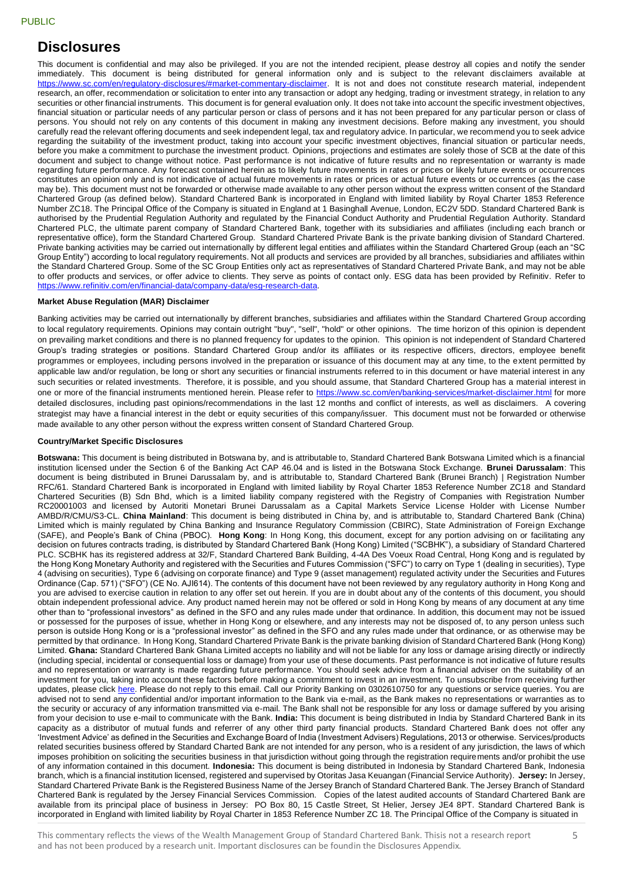PUBLIC

# Disclosures

This document is confidential and may also be privileged. If you are not the intended recipient, please destroy all copies and notify the sender immediately. This document is being distributed for general information only and is subject to the relevant disclaimers available at https://www.sc.com/en/regulatory-disclosures/#market-commentary-disclaimer. It is not and does not constitute research material, independent research, an offer, recommendation or solicitation to enter into any transaction or adopt any hedging, trading or investment strategy, in relation to any securities or other financial instruments. This document is for general evaluation only. It does not take into account the specific investment objectives, financial situation or particular needs of any particular person or class of persons and it has not been prepared for any particular person or class of persons. You should not rely on any contents of this document in making any investment decisions. Before making any investment, you should carefully read the relevant offering documents and seek independent legal, tax and regulatory advice. In particular, we recommend you to seek advice regarding the suitability of the investment product, taking into account your specific investment objectives, financial situation or particular needs, before you make a commitment to purchase the investment product. Opinions, projections and estimates are solely those of SCB at the date of this document and subject to change without notice. Past performance is not indicative of future results and no representation or warranty is made regarding future performance. Any forecast contained herein as to likely future movements in rates or prices or likely future events or occurrences constitutes an opinion only and is not indicative of actual future movements in rates or prices or actual future events or occurrences (as the case may be). This document must not be forwarded or otherwise made available to any other person without the express written consent of the Standard Chartered Group (as defined below). Standard Chartered Bank is incorporated in England with limited liability by Royal Charter 1853 Reference Number ZC18. The Principal Office of the Company is situated in England at 1 Basinghall Avenue, London, EC2V 5DD. Standard Chartered Bank is authorised by the Prudential Regulation Authority and regulated by the Financial Conduct Authority and Prudential Regulation Authority. Standard Chartered PLC, the ultimate parent company of Standard Chartered Bank, together with its subsidiaries and affiliates (including each branch or representative office), form the Standard Chartered Group. Standard Chartered Private Bank is the private banking division of Standard Chartered. Private banking activities may be carried out internationally by different legal entities and affiliates within the Standard Chartered Group (each an "SC Group Entity") according to local regulatory requirements. Not all products and services are provided by all branches, subsidiaries and affiliates within the Standard Chartered Group. Some of the SC Group Entities only act as representatives of Standard Chartered Private Bank, and may not be able to offer products and services, or offer advice to clients. They serve as points of contact only. ESG data has been provided by Refinitiv. Refer to https://www.refinitiv.com/en/financial-data/company-data/esg-research-data.

### Market Abuse Regulation (MAR) Disclaimer

Banking activities may be carried out internationally by different branches, subsidiaries and affiliates within the Standard Chartered Group according to local regulatory requirements. Opinions may contain outright "buy", "sell", "hold" or other opinions. The time horizon of this opinion is dependent on prevailing market conditions and there is no planned frequency for updates to the opinion. This opinion is not independent of Standard Chartered Group's trading strategies or positions. Standard Chartered Group and/or its affiliates or its respective officers, directors, employee benefit programmes or employees, including persons involved in the preparation or issuance of this document may at any time, to the extent permitted by applicable law and/or regulation, be long or short any securities or financial instruments referred to in this document or have material interest in any such securities or related investments. Therefore, it is possible, and you should assume, that Standard Chartered Group has a material interest in one or more of the financial instruments mentioned herein. Please refer to https://www.sc.com/en/banking-services/market-disclaimer.html for more detailed disclosures, including past opinions/recommendations in the last 12 months and conflict of interests, as well as disclaimers. A covering strategist may have a financial interest in the debt or equity securities of this company/issuer. This document must not be forwarded or otherwise made available to any other person without the express written consent of Standard Chartered Group.

### Country/Market Specific Disclosures

**Botswana:** This document is being distributed in Botswana by, and is attributable to, Standard Chartered Bank Botswana Limited which is a financial institution licensed under the Section 6 of the Banking Act CAP 46.04 and is listed in the Botswana Stock Exchange. **Brunei Darussalam**: This document is being distributed in Brunei Darussalam by, and is attributable to, Standard Chartered Bank (Brunei Branch) | Registration Number RFC/61. Standard Chartered Bank is incorporated in England with limited liability by Royal Charter 1853 Reference Number ZC18 and Standard Chartered Securities (B) Sdn Bhd, which is a limited liability company registered with the Registry of Companies with Registration Number RC20001003 and licensed by Autoriti Monetari Brunei Darussalam as a Capital Markets Service License Holder with License Number AMBD/R/CMU/S3-CL. **China Mainland**: This document is being distributed in China by, and is attributable to, Standard Chartered Bank (China) Limited which is mainly regulated by China Banking and Insurance Regulatory Commission (CBIRC), State Administration of Foreign Exchange (SAFE), and People's Bank of China (PBOC). **Hong Kong**: In Hong Kong, this document, except for any portion advising on or facilitating any decision on futures contracts trading, is distributed by Standard Chartered Bank (Hong Kong) Limited ("SCBHK"), a subsidiary of Standard Chartered PLC. SCBHK has its registered address at 32/F, Standard Chartered Bank Building, 4-4A Des Voeux Road Central, Hong Kong and is regulated by the Hong Kong Monetary Authority and registered with the Securities and Futures Commission ("SFC") to carry on Type 1 (dealing in securities), Type 4 (advising on securities), Type 6 (advising on corporate finance) and Type 9 (asset management) regulated activity under the Securities and Futures Ordinance (Cap. 571) ("SFO") (CE No. AJI614). The contents of this document have not been reviewed by any regulatory authority in Hong Kong and you are advised to exercise caution in relation to any offer set out herein. If you are in doubt about any of the contents of this document, you should obtain independent professional advice. Any product named herein may not be offered or sold in Hong Kong by means of any document at any time other than to "professional investors" as defined in the SFO and any rules made under that ordinance. In addition, this document may not be issued or possessed for the purposes of issue, whether in Hong Kong or elsewhere, and any interests may not be disposed of, to any person unless such person is outside Hong Kong or is a "professional investor" as defined in the SFO and any rules made under that ordinance, or as otherwise may be permitted by that ordinance. In Hong Kong, Standard Chartered Private Bank is the private banking division of Standard Chartered Bank (Hong Kong) Limited. **Ghana:** Standard Chartered Bank Ghana Limited accepts no liability and will not be liable for any loss or damage arising directly or indirectly (including special, incidental or consequential loss or damage) from your use of these documents. Past performance is not indicative of future results and no representation or warranty is made regarding future performance. You should seek advice from a financial adviser on the suitability of an investment for you, taking into account these factors before making a commitment to invest in an investment. To unsubscribe from receiving further updates, please click here. Please do not reply to this email. Call our Priority Banking on 0302610750 for any questions or service queries. You are advised not to send any confidential and/or important information to the Bank via e-mail, as the Bank makes no representations or warranties as to the security or accuracy of any information transmitted via e-mail. The Bank shall not be responsible for any loss or damage suffered by you arising from your decision to use e-mail to communicate with the Bank. **India:** This document is being distributed in India by Standard Chartered Bank in its capacity as a distributor of mutual funds and referrer of any other third party financial products. Standard Chartered Bank does not offer any 'Investment Advice' as defined in the Securities and Exchange Board of India (Investment Advisers) Regulations, 2013 or otherwise. Services/products related securities business offered by Standard Charted Bank are not intended for any person, who is a resident of any jurisdiction, the laws of which imposes prohibition on soliciting the securities business in that jurisdiction without going through the registration requirements and/or prohibit the use of any information contained in this document. **Indonesia:** This document is being distributed in Indonesia by Standard Chartered Bank, Indonesia branch, which is a financial institution licensed, registered and supervised by Otoritas Jasa Keuangan (Financial Service Authority). **Jersey:** In Jersey, Standard Chartered Private Bank is the Registered Business Name of the Jersey Branch of Standard Chartered Bank. The Jersey Branch of Standard Chartered Bank is regulated by the Jersey Financial Services Commission. Copies of the latest audited accounts of Standard Chartered Bank are available from its principal place of business in Jersey: PO Box 80, 15 Castle Street, St Helier, Jersey JE4 8PT. Standard Chartered Bank is incorporated in England with limited liability by Royal Charter in 1853 Reference Number ZC 18. The Principal Office of the Company is situated in

This commentary reflects the views of the Wealth Management Group of Standard Chartered Bank. Thisis not a research report and has not been produced by a research unit. Important disclosures can be foundin the Disclosures Appendix.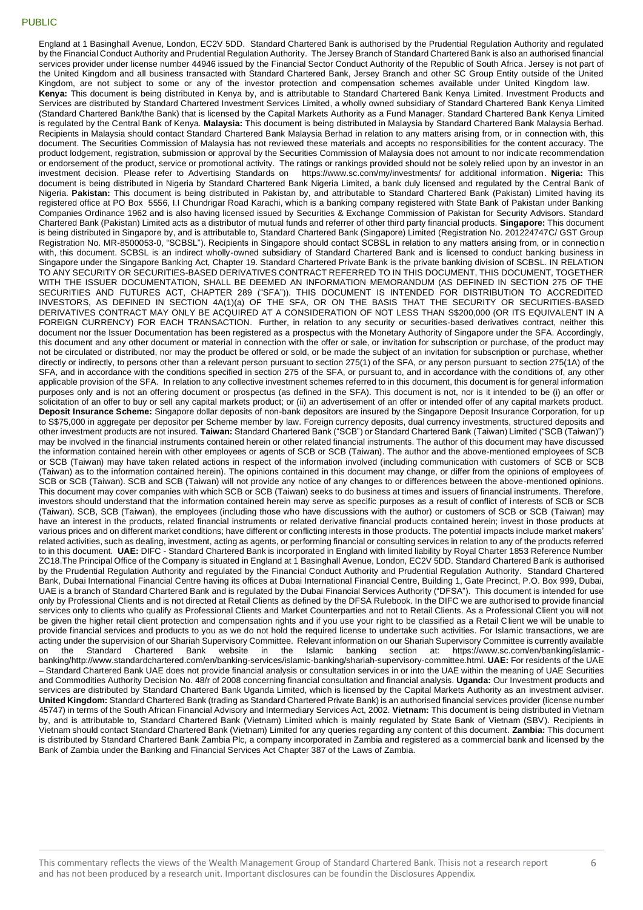England at 1 Basinghall Avenue, London, EC2V 5DD. Standard Chartered Bank is authorised by the Prudential Regulation Authority and regulated by the Financial Conduct Authority and Prudential Regulation Authority. The Jersey Branch of Standard Chartered Bank is also an authorised financial services provider under license number 44946 issued by the Financial Sector Conduct Authority of the Republic of South Africa. Jersey is not part of the United Kingdom and all business transacted with Standard Chartered Bank, Jersey Branch and other SC Group Entity outside of the United Kingdom, are not subject to some or any of the investor protection and compensation schemes available under United Kingdom law. **Kenya:** This document is being distributed in Kenya by, and is attributable to Standard Chartered Bank Kenya Limited. Investment Products and Services are distributed by Standard Chartered Investment Services Limited, a wholly owned subsidiary of Standard Chartered Bank Kenya Limited (Standard Chartered Bank/the Bank) that is licensed by the Capital Markets Authority as a Fund Manager. Standard Chartered Bank Kenya Limited is regulated by the Central Bank of Kenya. **Malaysia:** This document is being distributed in Malaysia by Standard Chartered Bank Malaysia Berhad. Recipients in Malaysia should contact Standard Chartered Bank Malaysia Berhad in relation to any matters arising from, or in connection with, this document. The Securities Commission of Malaysia has not reviewed these materials and accepts no responsibilities for the content accuracy. The product lodgement, registration, submission or approval by the Securities Commission of Malaysia does not amount to nor indicate recommendation or endorsement of the product, service or promotional activity. The ratings or rankings provided should not be solely relied upon by an investor in an investment decision. Please refer to Advertising Standards on https://www.sc.com/my/investments/ for additional information. **Nigeria:** This document is being distributed in Nigeria by Standard Chartered Bank Nigeria Limited, a bank duly licensed and regulated by the Central Bank of Nigeria. **Pakistan:** This document is being distributed in Pakistan by, and attributable to Standard Chartered Bank (Pakistan) Limited having its registered office at PO Box 5556, I.I Chundrigar Road Karachi, which is a banking company registered with State Bank of Pakistan under Banking Companies Ordinance 1962 and is also having licensed issued by Securities & Exchange Commission of Pakistan for Security Advisors. Standard Chartered Bank (Pakistan) Limited acts as a distributor of mutual funds and referrer of other third party financial products. **Singapore:** This document is being distributed in Singapore by, and is attributable to, Standard Chartered Bank (Singapore) Limited (Registration No. 201224747C/ GST Group Registration No. MR-8500053-0, "SCBSL"). Recipients in Singapore should contact SCBSL in relation to any matters arising from, or in connection with, this document. SCBSL is an indirect wholly-owned subsidiary of Standard Chartered Bank and is licensed to conduct banking business in Singapore under the Singapore Banking Act, Chapter 19. Standard Chartered Private Bank is the private banking division of SCBSL. IN RELATION TO ANY SECURITY OR SECURITIES-BASED DERIVATIVES CONTRACT REFERRED TO IN THIS DOCUMENT, THIS DOCUMENT, TOGETHER WITH THE ISSUER DOCUMENTATION, SHALL BE DEEMED AN INFORMATION MEMORANDUM (AS DEFINED IN SECTION 275 OF THE SECURITIES AND FUTURES ACT, CHAPTER 289 ("SFA")). THIS DOCUMENT IS INTENDED FOR DISTRIBUTION TO ACCREDITED INVESTORS, AS DEFINED IN SECTION 4A(1)(a) OF THE SFA, OR ON THE BASIS THAT THE SECURITY OR SECURITIES-BASED DERIVATIVES CONTRACT MAY ONLY BE ACQUIRED AT A CONSIDERATION OF NOT LESS THAN S$200,000 (OR ITS EQUIVALENT IN A FOREIGN CURRENCY) FOR EACH TRANSACTION. Further, in relation to any security or securities-based derivatives contract, neither this document nor the Issuer Documentation has been registered as a prospectus with the Monetary Authority of Singapore under the SFA. Accordingly, this document and any other document or material in connection with the offer or sale, or invitation for subscription or purchase, of the product may not be circulated or distributed, nor may the product be offered or sold, or be made the subject of an invitation for subscription or purchase, whether directly or indirectly, to persons other than a relevant person pursuant to section 275(1) of the SFA, or any person pursuant to section 275(1A) of the SFA, and in accordance with the conditions specified in section 275 of the SFA, or pursuant to, and in accordance with the conditions of, any other applicable provision of the SFA. In relation to any collective investment schemes referred to in this document, this document is for general information purposes only and is not an offering document or prospectus (as defined in the SFA). This document is not, nor is it intended to be (i) an offer or solicitation of an offer to buy or sell any capital markets product; or (ii) an advertisement of an offer or intended offer of any capital markets product. **Deposit Insurance Scheme:** Singapore dollar deposits of non-bank depositors are insured by the Singapore Deposit Insurance Corporation, for up to S$75,000 in aggregate per depositor per Scheme member by law. Foreign currency deposits, dual currency investments, structured deposits and other investment products are not insured. **Taiwan:** Standard Chartered Bank ("SCB") or Standard Chartered Bank (Taiwan) Limited ("SCB (Taiwan)") may be involved in the financial instruments contained herein or other related financial instruments. The author of this document may have discussed the information contained herein with other employees or agents of SCB or SCB (Taiwan). The author and the above-mentioned employees of SCB or SCB (Taiwan) may have taken related actions in respect of the information involved (including communication with customers of SCB or SCB (Taiwan) as to the information contained herein). The opinions contained in this document may change, or differ from the opinions of employees of SCB or SCB (Taiwan). SCB and SCB (Taiwan) will not provide any notice of any changes to or differences between the above-mentioned opinions. This document may cover companies with which SCB or SCB (Taiwan) seeks to do business at times and issuers of financial instruments. Therefore, investors should understand that the information contained herein may serve as specific purposes as a result of conflict of interests of SCB or SCB (Taiwan). SCB, SCB (Taiwan), the employees (including those who have discussions with the author) or customers of SCB or SCB (Taiwan) may have an interest in the products, related financial instruments or related derivative financial products contained herein; invest in those products at various prices and on different market conditions; have different or conflicting interests in those products. The potential impacts include market makers' related activities, such as dealing, investment, acting as agents, or performing financial or consulting services in relation to any of the products referred to in this document. **UAE:** DIFC - Standard Chartered Bank is incorporated in England with limited liability by Royal Charter 1853 Reference Number ZC18.The Principal Office of the Company is situated in England at 1 Basinghall Avenue, London, EC2V 5DD. Standard Chartered Bank is authorised by the Prudential Regulation Authority and regulated by the Financial Conduct Authority and Prudential Regulation Authority. Standard Chartered Bank, Dubai International Financial Centre having its offices at Dubai International Financial Centre, Building 1, Gate Precinct, P.O. Box 999, Dubai, UAE is a branch of Standard Chartered Bank and is regulated by the Dubai Financial Services Authority ("DFSA"). This document is intended for use only by Professional Clients and is not directed at Retail Clients as defined by the DFSA Rulebook. In the DIFC we are authorised to provide financial services only to clients who qualify as Professional Clients and Market Counterparties and not to Retail Clients. As a Professional Client you will not be given the higher retail client protection and compensation rights and if you use your right to be classified as a Retail Client we will be unable to provide financial services and products to you as we do not hold the required license to undertake such activities. For Islamic transactions, we are acting under the supervision of our Shariah Supervisory Committee. Relevant information on our Shariah Supervisory Committee is currently available on the Standard Chartered Bank website in the Islamic banking section at: https://www.sc.com/en/banking/islamic-banking/http://www.standardchartered.com/en/banking-services/islamic-banking/shariah-supervisory-committee.html. **UAE:** For residents of the UAE – Standard Chartered Bank UAE does not provide financial analysis or consultation services in or into the UAE within the meaning of UAE Securities and Commodities Authority Decision No. 48/r of 2008 concerning financial consultation and financial analysis. **Uganda:** Our Investment products and services are distributed by Standard Chartered Bank Uganda Limited, which is licensed by the Capital Markets Authority as an investment adviser. **United Kingdom:** Standard Chartered Bank (trading as Standard Chartered Private Bank) is an authorised financial services provider (license number 45747) in terms of the South African Financial Advisory and Intermediary Services Act, 2002. **Vietnam:** This document is being distributed in Vietnam by, and is attributable to, Standard Chartered Bank (Vietnam) Limited which is mainly regulated by State Bank of Vietnam (SBV). Recipients in Vietnam should contact Standard Chartered Bank (Vietnam) Limited for any queries regarding any content of this document. **Zambia:** This document is distributed by Standard Chartered Bank Zambia Plc, a company incorporated in Zambia and registered as a commercial bank and licensed by the Bank of Zambia under the Banking and Financial Services Act Chapter 387 of the Laws of Zambia.